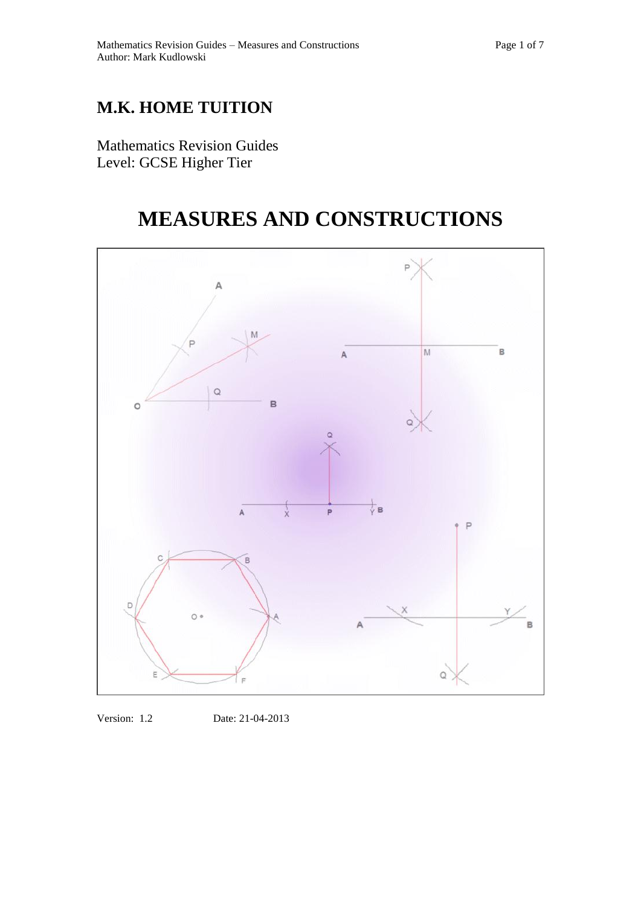# M.K. HOME TUITION

Mathematics Revision Guides
Level: GCSE Higher Tier

# MEASURES AND CONSTRUCTIONS

Version: 1.2 Date: 21-04-2013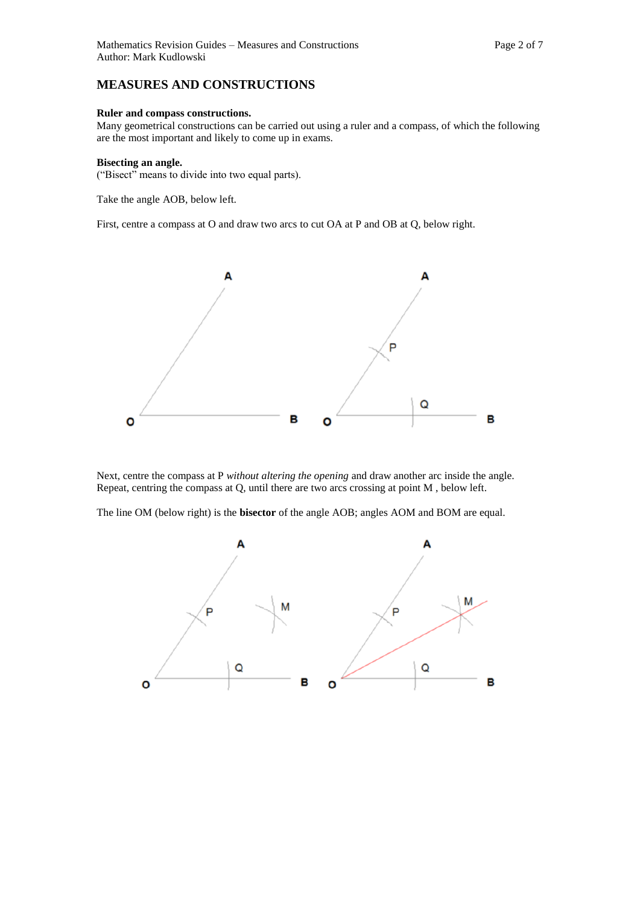## MEASURES AND CONSTRUCTIONS

**Ruler and compass constructions.**

Many geometrical constructions can be carried out using a ruler and a compass, of which the following are the most important and likely to come up in exams.

**Bisecting an angle.**

("Bisect" means to divide into two equal parts).

Take the angle AOB, below left.

First, centre a compass at O and draw two arcs to cut OA at P and OB at Q, below right.

Next, centre the compass at P *without altering the opening* and draw another arc inside the angle. Repeat, centring the compass at Q, until there are two arcs crossing at point M , below left.

The line OM (below right) is the **bisector** of the angle AOB; angles AOM and BOM are equal.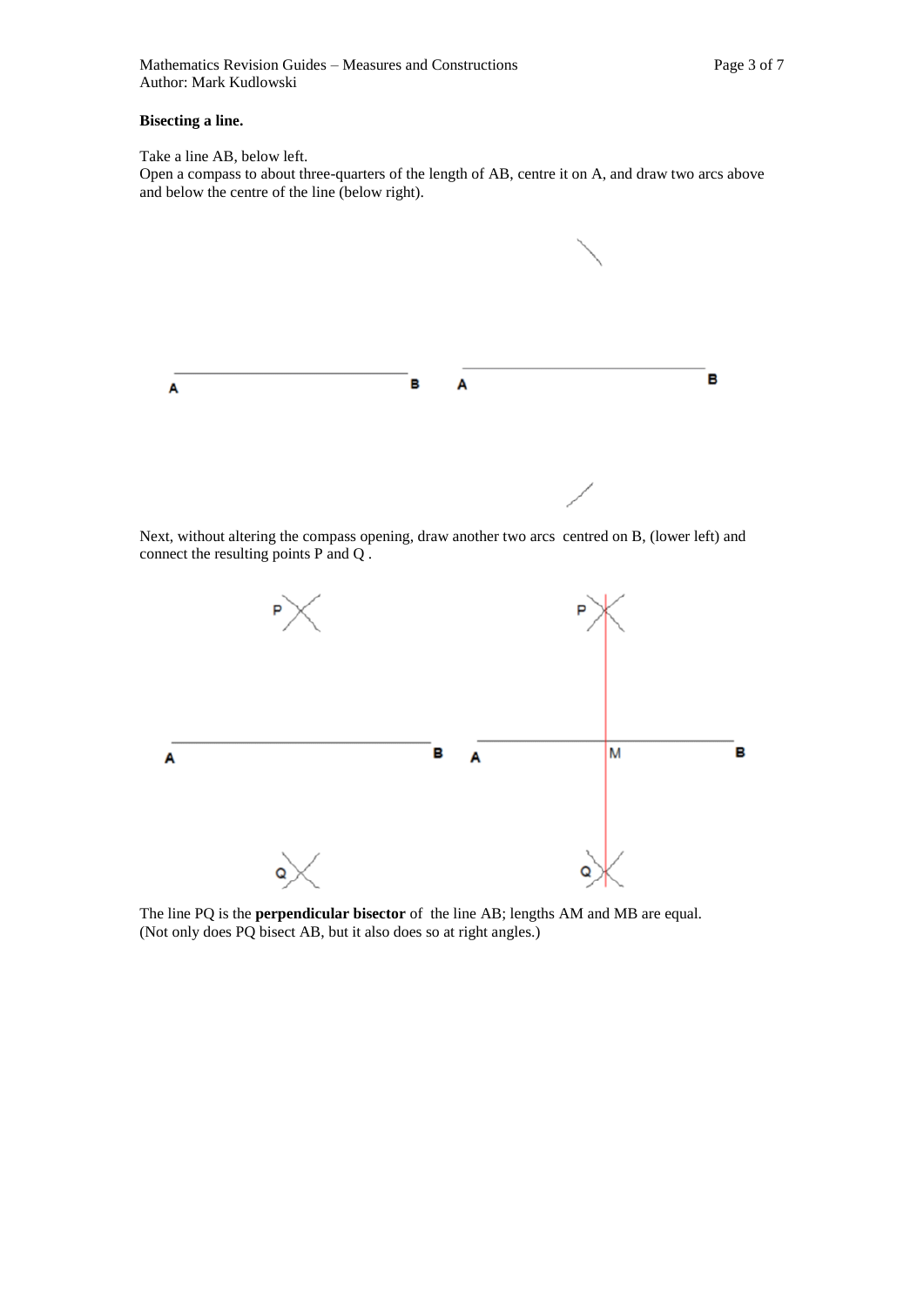**Bisecting a line.**

Take a line AB, below left.
Open a compass to about three-quarters of the length of AB, centre it on A, and draw two arcs above and below the centre of the line (below right).

Next, without altering the compass opening, draw another two arcs centred on B, (lower left) and connect the resulting points P and Q .

The line PQ is the **perpendicular bisector** of the line AB; lengths AM and MB are equal.
(Not only does PQ bisect AB, but it also does so at right angles.)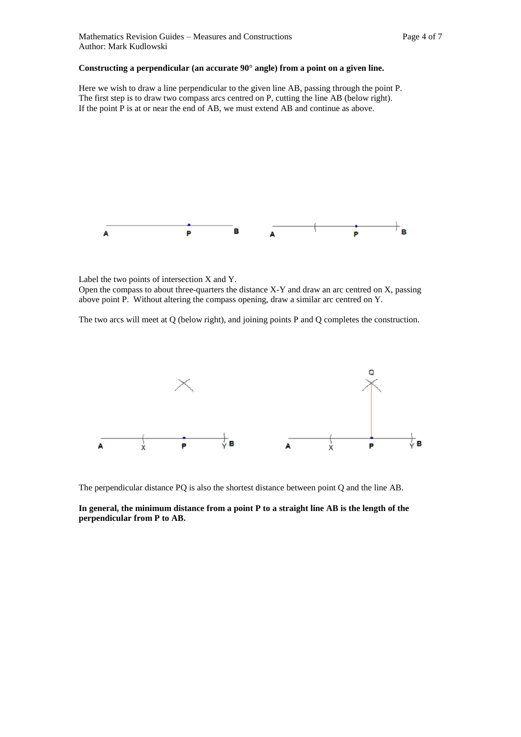**Constructing a perpendicular (an accurate 90° angle) from a point on a given line.**

Here we wish to draw a line perpendicular to the given line AB, passing through the point P.
The first step is to draw two compass arcs centred on P, cutting the line AB (below right).
If the point P is at or near the end of AB, we must extend AB and continue as above.

Label the two points of intersection X and Y.
Open the compass to about three-quarters the distance X-Y and draw an arc centred on X, passing above point P. Without altering the compass opening, draw a similar arc centred on Y.

The two arcs will meet at Q (below right), and joining points P and Q completes the construction.

The perpendicular distance PQ is also the shortest distance between point Q and the line AB.

**In general, the minimum distance from a point P to a straight line AB is the length of the perpendicular from P to AB.**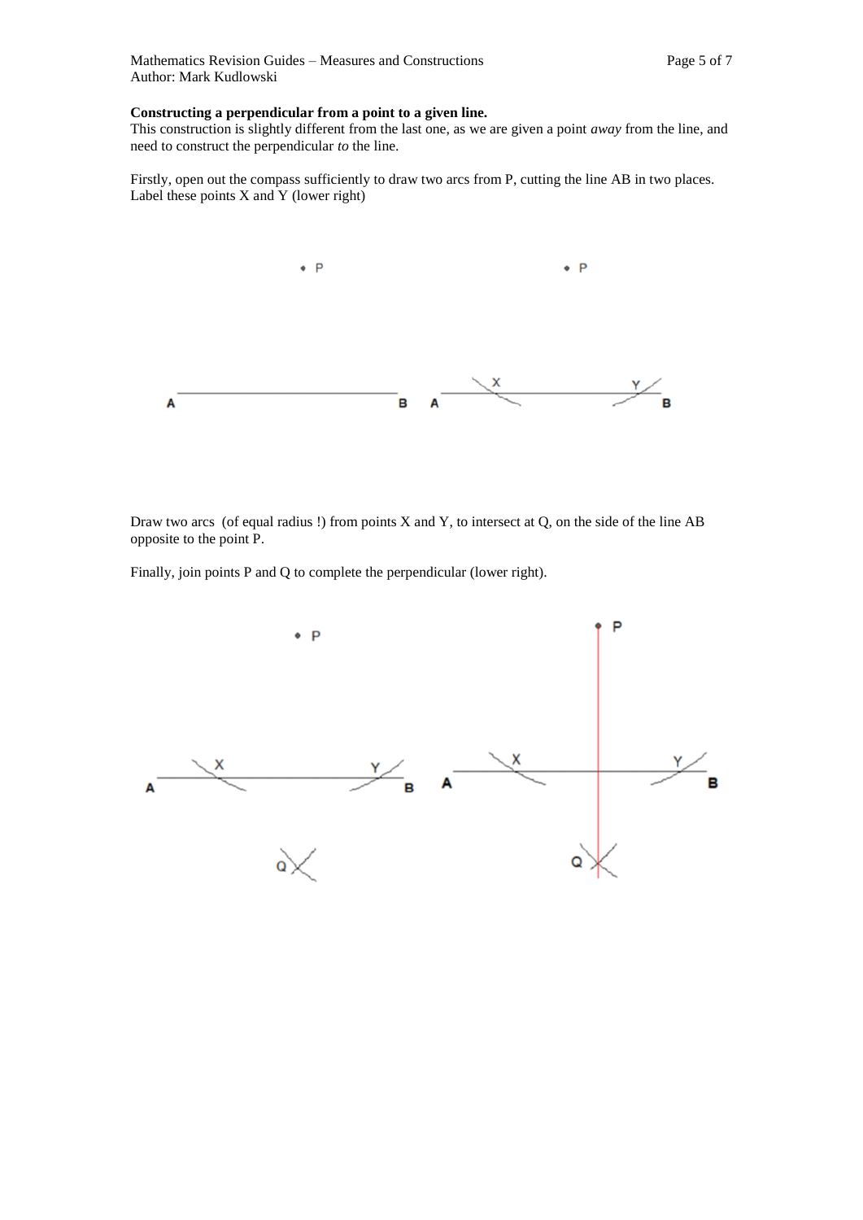**Constructing a perpendicular from a point to a given line.**

This construction is slightly different from the last one, as we are given a point *away* from the line, and need to construct the perpendicular *to* the line.

Firstly, open out the compass sufficiently to draw two arcs from P, cutting the line AB in two places. Label these points X and Y (lower right)

Draw two arcs (of equal radius !) from points X and Y, to intersect at Q, on the side of the line AB opposite to the point P.

Finally, join points P and Q to complete the perpendicular (lower right).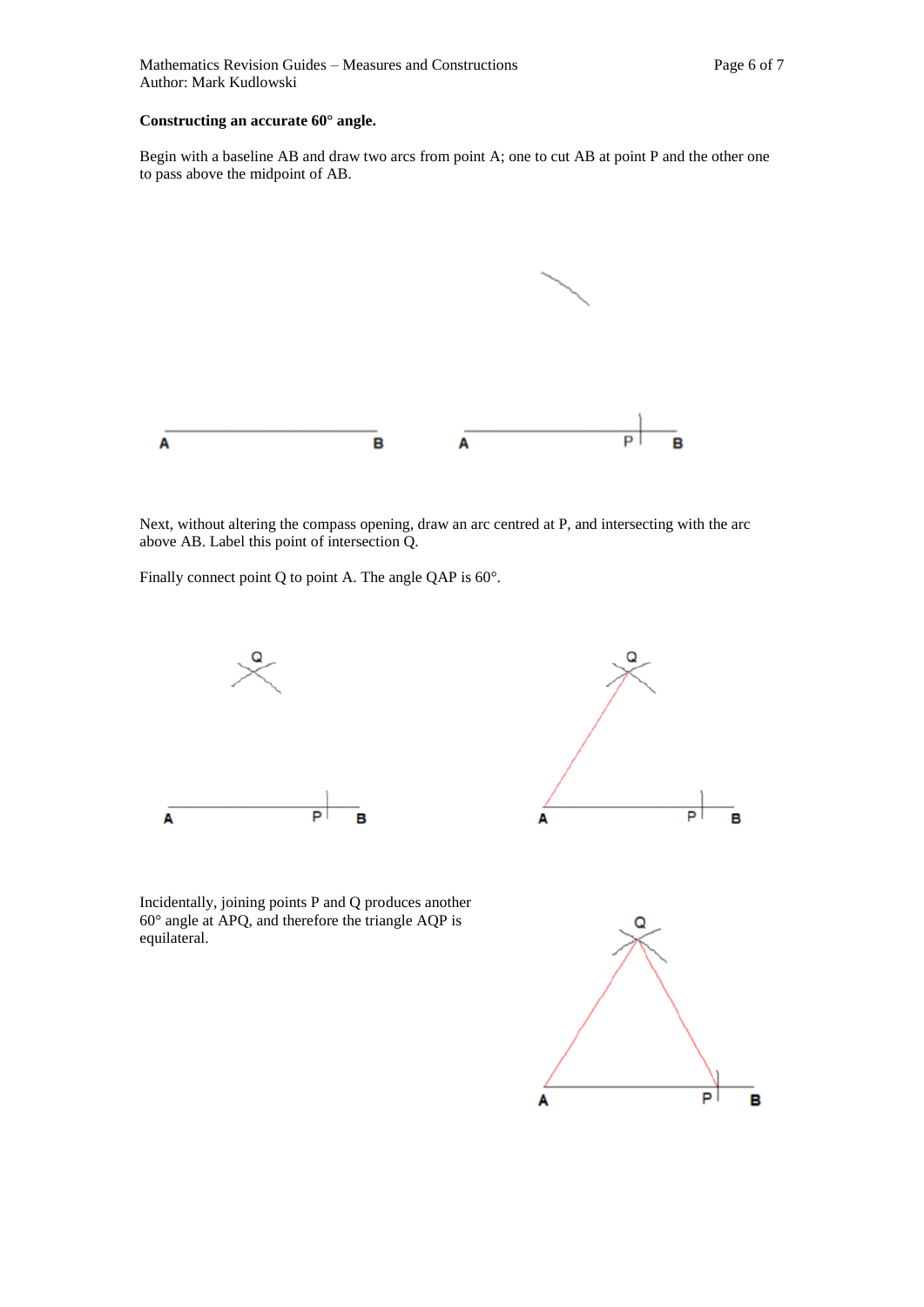**Constructing an accurate 60° angle.**

Begin with a baseline AB and draw two arcs from point A; one to cut AB at point P and the other one to pass above the midpoint of AB.

Next, without altering the compass opening, draw an arc centred at P, and intersecting with the arc above AB. Label this point of intersection Q.

Finally connect point Q to point A. The angle QAP is 60°.

Incidentally, joining points P and Q produces another 60° angle at APQ, and therefore the triangle AQP is equilateral.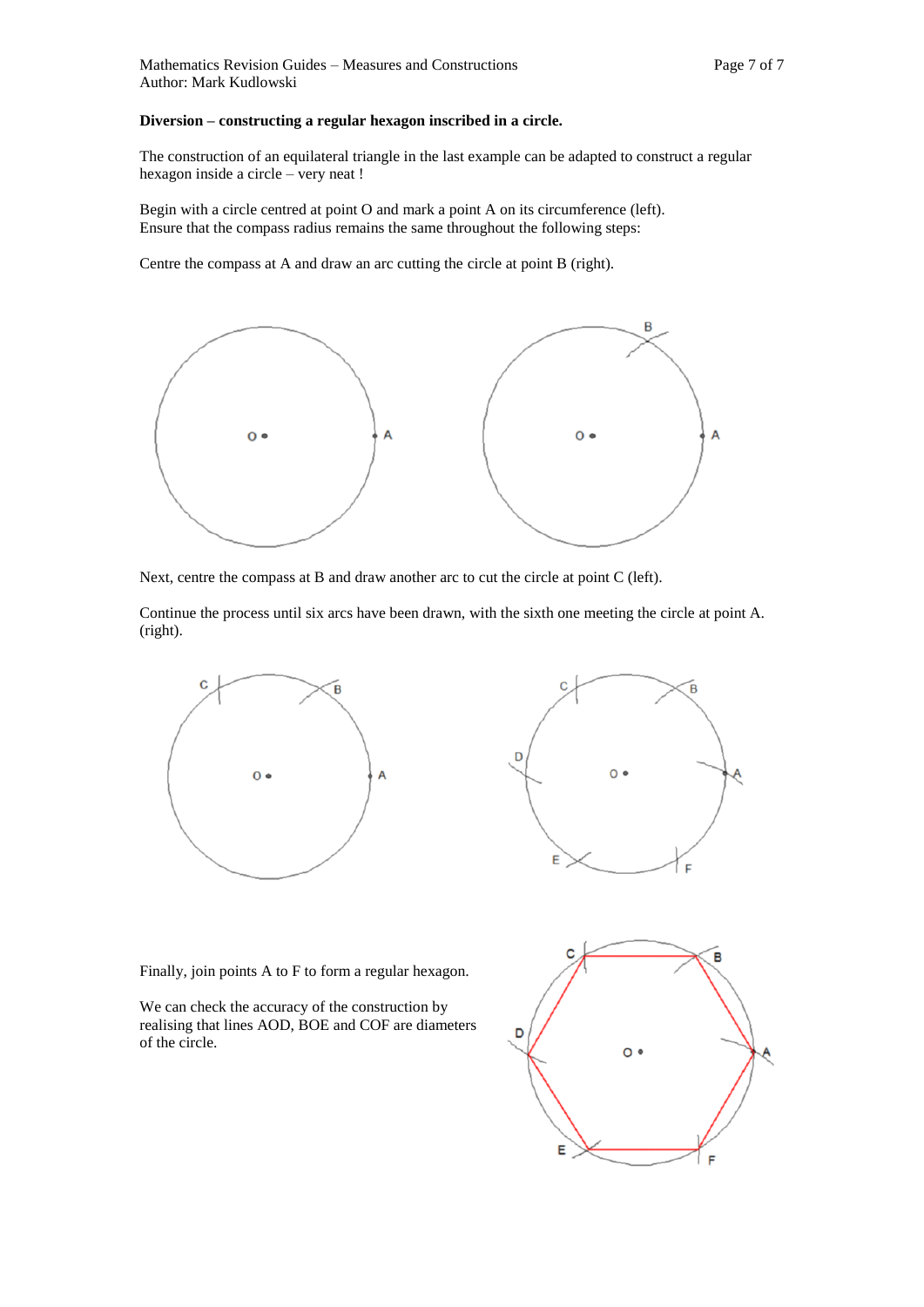**Diversion – constructing a regular hexagon inscribed in a circle.**

The construction of an equilateral triangle in the last example can be adapted to construct a regular hexagon inside a circle – very neat !

Begin with a circle centred at point O and mark a point A on its circumference (left).
Ensure that the compass radius remains the same throughout the following steps:

Centre the compass at A and draw an arc cutting the circle at point B (right).

Next, centre the compass at B and draw another arc to cut the circle at point C (left).

Continue the process until six arcs have been drawn, with the sixth one meeting the circle at point A. (right).

Finally, join points A to F to form a regular hexagon.

We can check the accuracy of the construction by realising that lines AOD, BOE and COF are diameters of the circle.